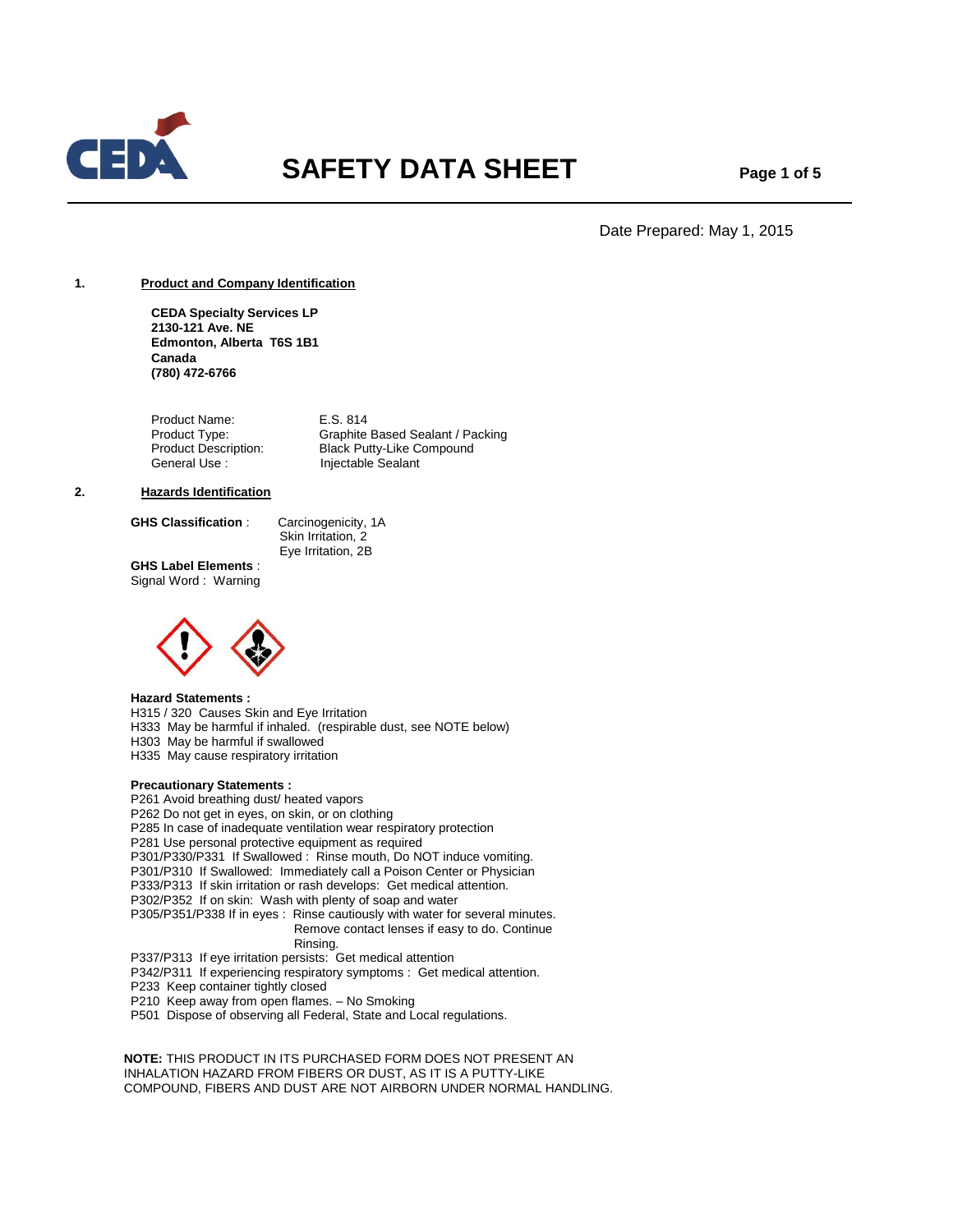# SAFETY DATA SHEET

Date Prepared: May 1, 2015

## 1. Product and Company Identification

**CEDA Specialty Services LP**
**2130-121 Ave. NE**
**Edmonton, Alberta T6S 1B1**
**Canada**
**(780) 472-6766**

| | |
|---|---|
| Product Name: | E.S. 814 |
| Product Type: | Graphite Based Sealant / Packing |
| Product Description: | Black Putty-Like Compound |
| General Use : | Injectable Sealant |

## 2. Hazards Identification

**GHS Classification** : Carcinogenicity, 1A
Skin Irritation, 2
Eye Irritation, 2B

**GHS Label Elements** :
Signal Word : Warning

**Hazard Statements :**
H315 / 320 Causes Skin and Eye Irritation
H333 May be harmful if inhaled. (respirable dust, see NOTE below)
H303 May be harmful if swallowed
H335 May cause respiratory irritation

**Precautionary Statements :**
P261 Avoid breathing dust/ heated vapors
P262 Do not get in eyes, on skin, or on clothing
P285 In case of inadequate ventilation wear respiratory protection
P281 Use personal protective equipment as required
P301/P330/P331 If Swallowed : Rinse mouth, Do NOT induce vomiting.
P301/P310 If Swallowed: Immediately call a Poison Center or Physician
P333/P313 If skin irritation or rash develops: Get medical attention.
P302/P352 If on skin: Wash with plenty of soap and water
P305/P351/P338 If in eyes : Rinse cautiously with water for several minutes. Remove contact lenses if easy to do. Continue Rinsing.
P337/P313 If eye irritation persists: Get medical attention
P342/P311 If experiencing respiratory symptoms : Get medical attention.
P233 Keep container tightly closed
P210 Keep away from open flames. – No Smoking
P501 Dispose of observing all Federal, State and Local regulations.

**NOTE:** THIS PRODUCT IN ITS PURCHASED FORM DOES NOT PRESENT AN INHALATION HAZARD FROM FIBERS OR DUST, AS IT IS A PUTTY-LIKE COMPOUND, FIBERS AND DUST ARE NOT AIRBORN UNDER NORMAL HANDLING.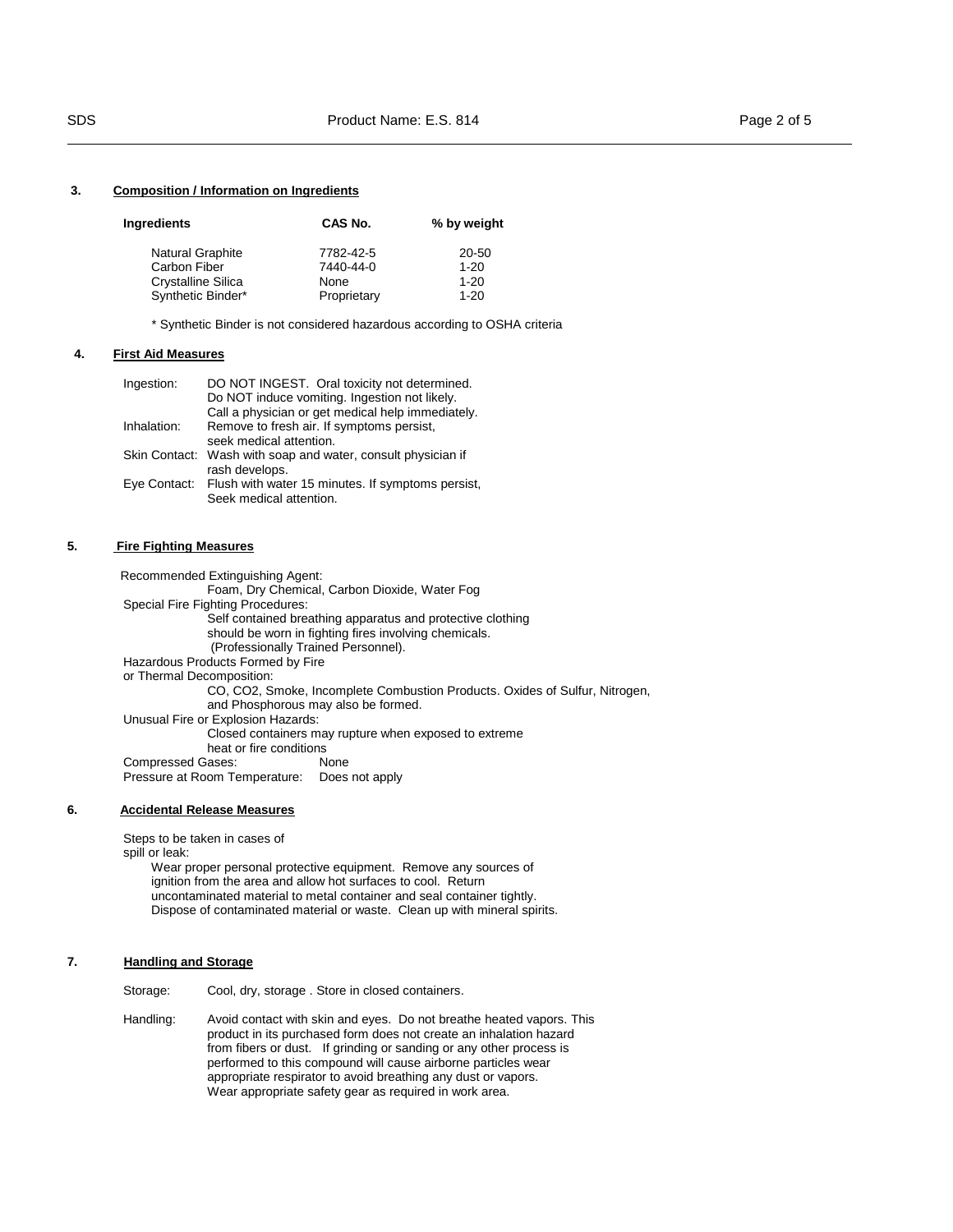## 3. Composition / Information on Ingredients

| Ingredients | CAS No. | % by weight |
|---|---|---|
| Natural Graphite | 7782-42-5 | 20-50 |
| Carbon Fiber | 7440-44-0 | 1-20 |
| Crystalline Silica | None | 1-20 |
| Synthetic Binder* | Proprietary | 1-20 |

* Synthetic Binder is not considered hazardous according to OSHA criteria

## 4. First Aid Measures

Ingestion: DO NOT INGEST. Oral toxicity not determined. Do NOT induce vomiting. Ingestion not likely. Call a physician or get medical help immediately.

Inhalation: Remove to fresh air. If symptoms persist, seek medical attention.

Skin Contact: Wash with soap and water, consult physician if rash develops.

Eye Contact: Flush with water 15 minutes. If symptoms persist, Seek medical attention.

## 5. Fire Fighting Measures

Recommended Extinguishing Agent:
Foam, Dry Chemical, Carbon Dioxide, Water Fog

Special Fire Fighting Procedures:
Self contained breathing apparatus and protective clothing should be worn in fighting fires involving chemicals. (Professionally Trained Personnel).

Hazardous Products Formed by Fire or Thermal Decomposition:
CO, CO2, Smoke, Incomplete Combustion Products. Oxides of Sulfur, Nitrogen, and Phosphorous may also be formed.

Unusual Fire or Explosion Hazards:
Closed containers may rupture when exposed to extreme heat or fire conditions

Compressed Gases: None

Pressure at Room Temperature: Does not apply

## 6. Accidental Release Measures

Steps to be taken in cases of spill or leak:
Wear proper personal protective equipment. Remove any sources of ignition from the area and allow hot surfaces to cool. Return uncontaminated material to metal container and seal container tightly. Dispose of contaminated material or waste. Clean up with mineral spirits.

## 7. Handling and Storage

Storage: Cool, dry, storage . Store in closed containers.

Handling: Avoid contact with skin and eyes. Do not breathe heated vapors. This product in its purchased form does not create an inhalation hazard from fibers or dust. If grinding or sanding or any other process is performed to this compound will cause airborne particles wear appropriate respirator to avoid breathing any dust or vapors. Wear appropriate safety gear as required in work area.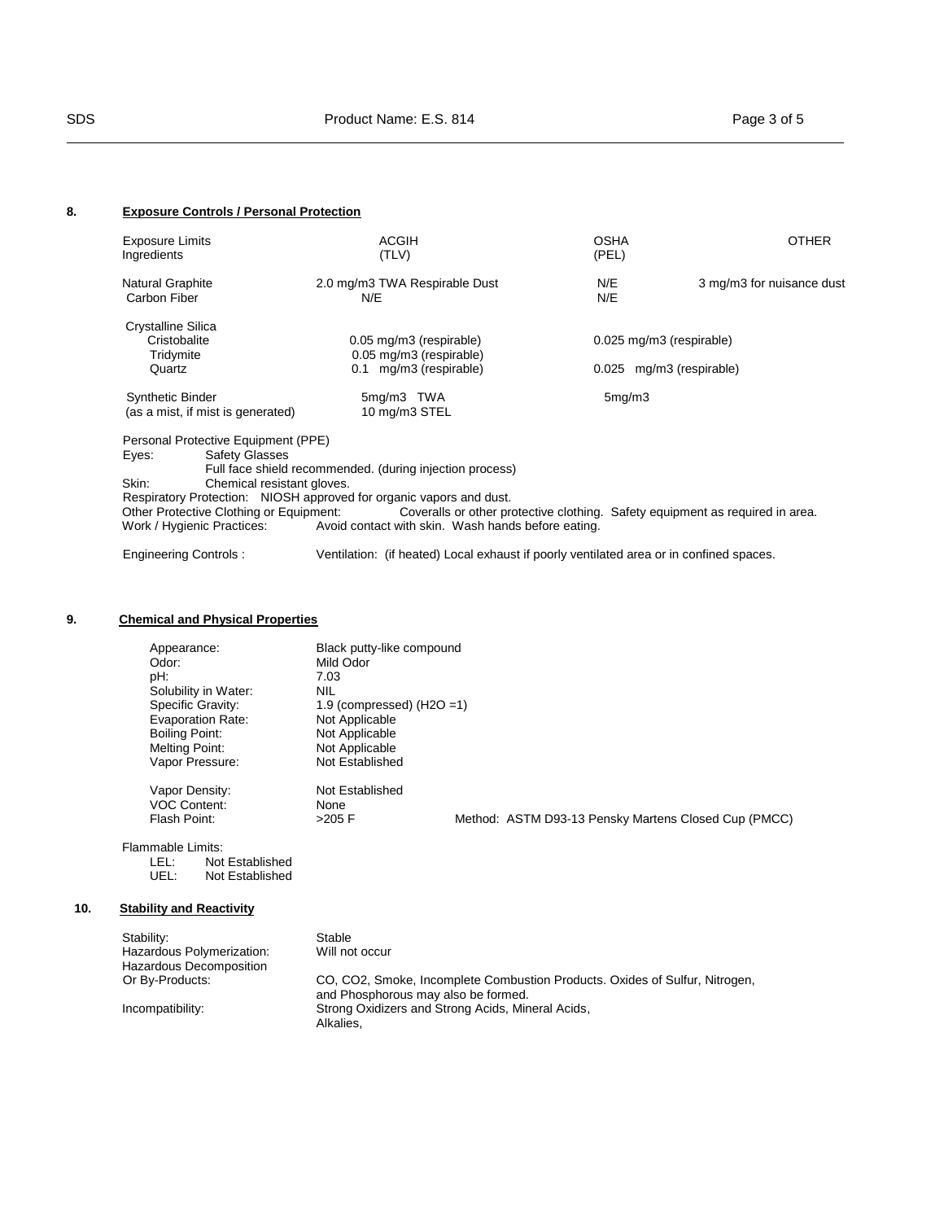## 8. Exposure Controls / Personal Protection

| Exposure Limits Ingredients | ACGIH (TLV) | OSHA (PEL) | OTHER |
|---|---|---|---|
| Natural Graphite | 2.0 mg/m3 TWA Respirable Dust | N/E | 3 mg/m3 for nuisance dust |
| Carbon Fiber | N/E | N/E | |
| Crystalline Silica | | | |
| Cristobalite | 0.05 mg/m3 (respirable) | 0.025 mg/m3 (respirable) | |
| Tridymite | 0.05 mg/m3 (respirable) | | |
| Quartz | 0.1 mg/m3 (respirable) | 0.025 mg/m3 (respirable) | |
| Synthetic Binder (as a mist, if mist is generated) | 5mg/m3 TWA 10 mg/m3 STEL | 5mg/m3 | |

Personal Protective Equipment (PPE)

Eyes: Safety Glasses
Full face shield recommended. (during injection process)

Skin: Chemical resistant gloves.

Respiratory Protection: NIOSH approved for organic vapors and dust.

Other Protective Clothing or Equipment: Coveralls or other protective clothing. Safety equipment as required in area.

Work / Hygienic Practices: Avoid contact with skin. Wash hands before eating.

Engineering Controls : Ventilation: (if heated) Local exhaust if poorly ventilated area or in confined spaces.

## 9. Chemical and Physical Properties

| | |
|---|---|
| Appearance: | Black putty-like compound |
| Odor: | Mild Odor |
| pH: | 7.03 |
| Solubility in Water: | NIL |
| Specific Gravity: | 1.9 (compressed) ($H_2O$ =1) |
| Evaporation Rate: | Not Applicable |
| Boiling Point: | Not Applicable |
| Melting Point: | Not Applicable |
| Vapor Pressure: | Not Established |
| Vapor Density: | Not Established |
| VOC Content: | None |
| Flash Point: | >205 F Method: ASTM D93-13 Pensky Martens Closed Cup (PMCC) |

Flammable Limits:
LEL: Not Established
UEL: Not Established

## 10. Stability and Reactivity

| | |
|---|---|
| Stability: | Stable |
| Hazardous Polymerization: | Will not occur |
| Hazardous Decomposition Or By-Products: | CO, $CO_2$, Smoke, Incomplete Combustion Products. Oxides of Sulfur, Nitrogen, and Phosphorous may also be formed. |
| Incompatibility: | Strong Oxidizers and Strong Acids, Mineral Acids, Alkalies, |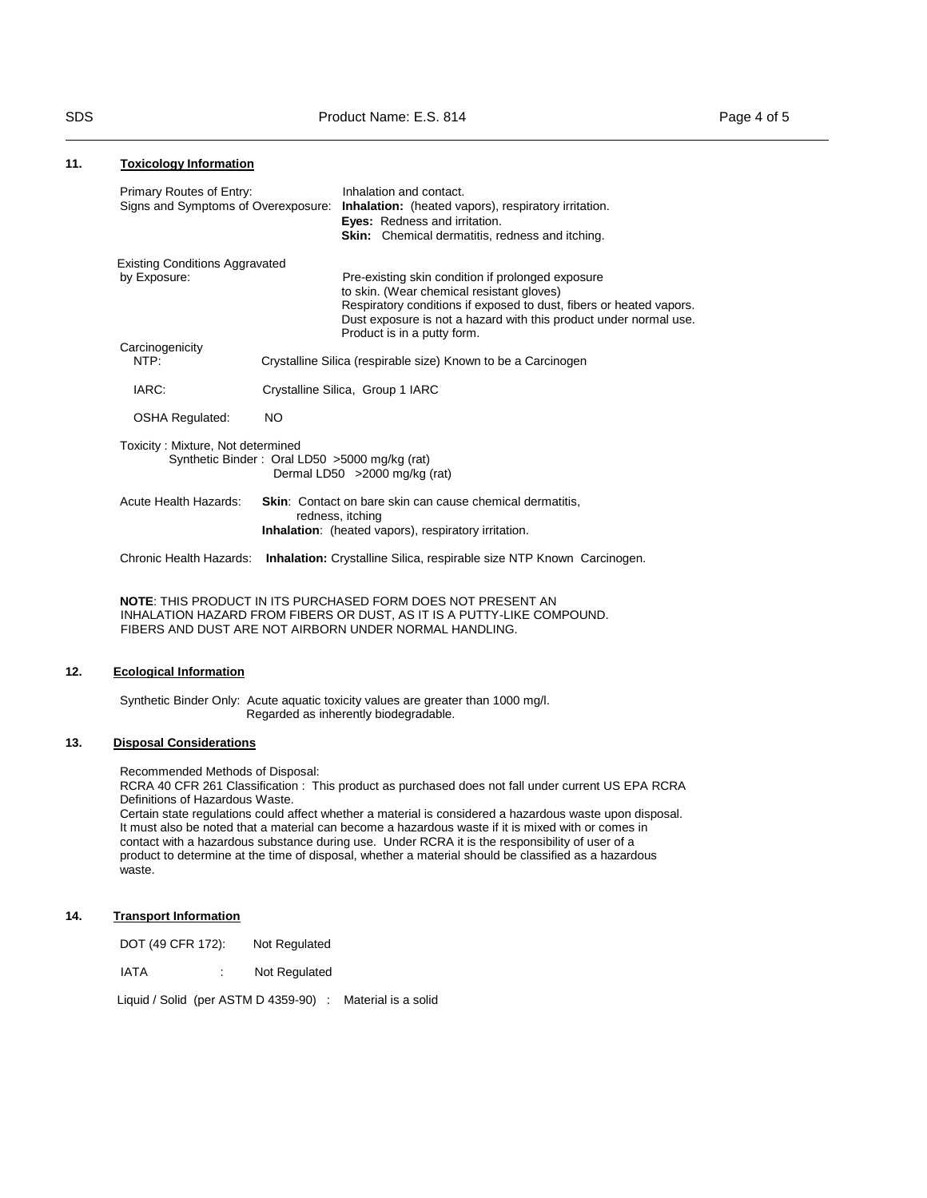## 11. Toxicology Information

Primary Routes of Entry: Inhalation and contact.

Signs and Symptoms of Overexposure: **Inhalation:** (heated vapors), respiratory irritation.
**Eyes:** Redness and irritation.
**Skin:** Chemical dermatitis, redness and itching.

Existing Conditions Aggravated by Exposure: Pre-existing skin condition if prolonged exposure to skin. (Wear chemical resistant gloves)
Respiratory conditions if exposed to dust, fibers or heated vapors.
Dust exposure is not a hazard with this product under normal use.
Product is in a putty form.

Carcinogenicity

NTP: Crystalline Silica (respirable size) Known to be a Carcinogen

IARC: Crystalline Silica, Group 1 IARC

OSHA Regulated: NO

Toxicity : Mixture, Not determined
Synthetic Binder : Oral LD50 >5000 mg/kg (rat)
Dermal LD50 >2000 mg/kg (rat)

Acute Health Hazards: **Skin**: Contact on bare skin can cause chemical dermatitis, redness, itching
**Inhalation**: (heated vapors), respiratory irritation.

Chronic Health Hazards: **Inhalation:** Crystalline Silica, respirable size NTP Known Carcinogen.

**NOTE**: THIS PRODUCT IN ITS PURCHASED FORM DOES NOT PRESENT AN INHALATION HAZARD FROM FIBERS OR DUST, AS IT IS A PUTTY-LIKE COMPOUND. FIBERS AND DUST ARE NOT AIRBORN UNDER NORMAL HANDLING.

## 12. Ecological Information

Synthetic Binder Only: Acute aquatic toxicity values are greater than 1000 mg/l.
Regarded as inherently biodegradable.

## 13. Disposal Considerations

Recommended Methods of Disposal:
RCRA 40 CFR 261 Classification : This product as purchased does not fall under current US EPA RCRA Definitions of Hazardous Waste.
Certain state regulations could affect whether a material is considered a hazardous waste upon disposal. It must also be noted that a material can become a hazardous waste if it is mixed with or comes in contact with a hazardous substance during use. Under RCRA it is the responsibility of user of a product to determine at the time of disposal, whether a material should be classified as a hazardous waste.

## 14. Transport Information

DOT (49 CFR 172): Not Regulated

IATA : Not Regulated

Liquid / Solid (per ASTM D 4359-90) : Material is a solid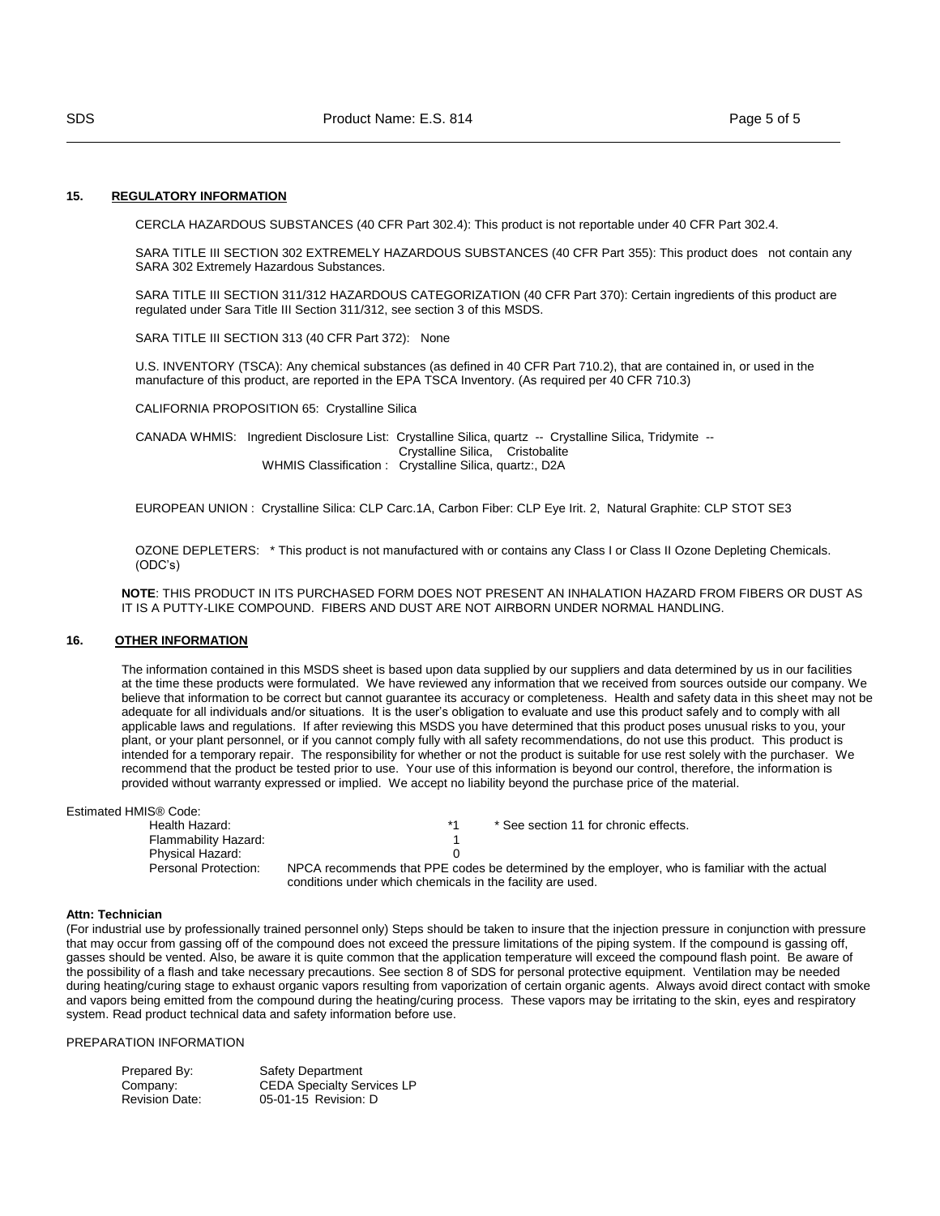## 15. REGULATORY INFORMATION

CERCLA HAZARDOUS SUBSTANCES (40 CFR Part 302.4): This product is not reportable under 40 CFR Part 302.4.

SARA TITLE III SECTION 302 EXTREMELY HAZARDOUS SUBSTANCES (40 CFR Part 355): This product does not contain any SARA 302 Extremely Hazardous Substances.

SARA TITLE III SECTION 311/312 HAZARDOUS CATEGORIZATION (40 CFR Part 370): Certain ingredients of this product are regulated under Sara Title III Section 311/312, see section 3 of this MSDS.

SARA TITLE III SECTION 313 (40 CFR Part 372): None

U.S. INVENTORY (TSCA): Any chemical substances (as defined in 40 CFR Part 710.2), that are contained in, or used in the manufacture of this product, are reported in the EPA TSCA Inventory. (As required per 40 CFR 710.3)

CALIFORNIA PROPOSITION 65: Crystalline Silica

CANADA WHMIS: Ingredient Disclosure List: Crystalline Silica, quartz -- Crystalline Silica, Tridymite -- Crystalline Silica, Cristobalite
WHMIS Classification : Crystalline Silica, quartz:, D2A

EUROPEAN UNION : Crystalline Silica: CLP Carc.1A, Carbon Fiber: CLP Eye Irit. 2, Natural Graphite: CLP STOT SE3

OZONE DEPLETERS: * This product is not manufactured with or contains any Class I or Class II Ozone Depleting Chemicals. (ODC's)

**NOTE**: THIS PRODUCT IN ITS PURCHASED FORM DOES NOT PRESENT AN INHALATION HAZARD FROM FIBERS OR DUST AS IT IS A PUTTY-LIKE COMPOUND. FIBERS AND DUST ARE NOT AIRBORN UNDER NORMAL HANDLING.

## 16. OTHER INFORMATION

The information contained in this MSDS sheet is based upon data supplied by our suppliers and data determined by us in our facilities at the time these products were formulated. We have reviewed any information that we received from sources outside our company. We believe that information to be correct but cannot guarantee its accuracy or completeness. Health and safety data in this sheet may not be adequate for all individuals and/or situations. It is the user's obligation to evaluate and use this product safely and to comply with all applicable laws and regulations. If after reviewing this MSDS you have determined that this product poses unusual risks to you, your plant, or your plant personnel, or if you cannot comply fully with all safety recommendations, do not use this product. This product is intended for a temporary repair. The responsibility for whether or not the product is suitable for use rest solely with the purchaser. We recommend that the product be tested prior to use. Your use of this information is beyond our control, therefore, the information is provided without warranty expressed or implied. We accept no liability beyond the purchase price of the material.

Estimated HMIS® Code:

| | | |
|---|---|---|
| Health Hazard: | *1 | * See section 11 for chronic effects. |
| Flammability Hazard: | 1 | |
| Physical Hazard: | 0 | |
| Personal Protection: | NPCA recommends that PPE codes be determined by the employer, who is familiar with the actual conditions under which chemicals in the facility are used. | |

**Attn: Technician**

(For industrial use by professionally trained personnel only) Steps should be taken to insure that the injection pressure in conjunction with pressure that may occur from gassing off of the compound does not exceed the pressure limitations of the piping system. If the compound is gassing off, gasses should be vented. Also, be aware it is quite common that the application temperature will exceed the compound flash point. Be aware of the possibility of a flash and take necessary precautions. See section 8 of SDS for personal protective equipment. Ventilation may be needed during heating/curing stage to exhaust organic vapors resulting from vaporization of certain organic agents. Always avoid direct contact with smoke and vapors being emitted from the compound during the heating/curing process. These vapors may be irritating to the skin, eyes and respiratory system. Read product technical data and safety information before use.

PREPARATION INFORMATION

| | |
|---|---|
| Prepared By: | Safety Department |
| Company: | CEDA Specialty Services LP |
| Revision Date: | 05-01-15 Revision: D |